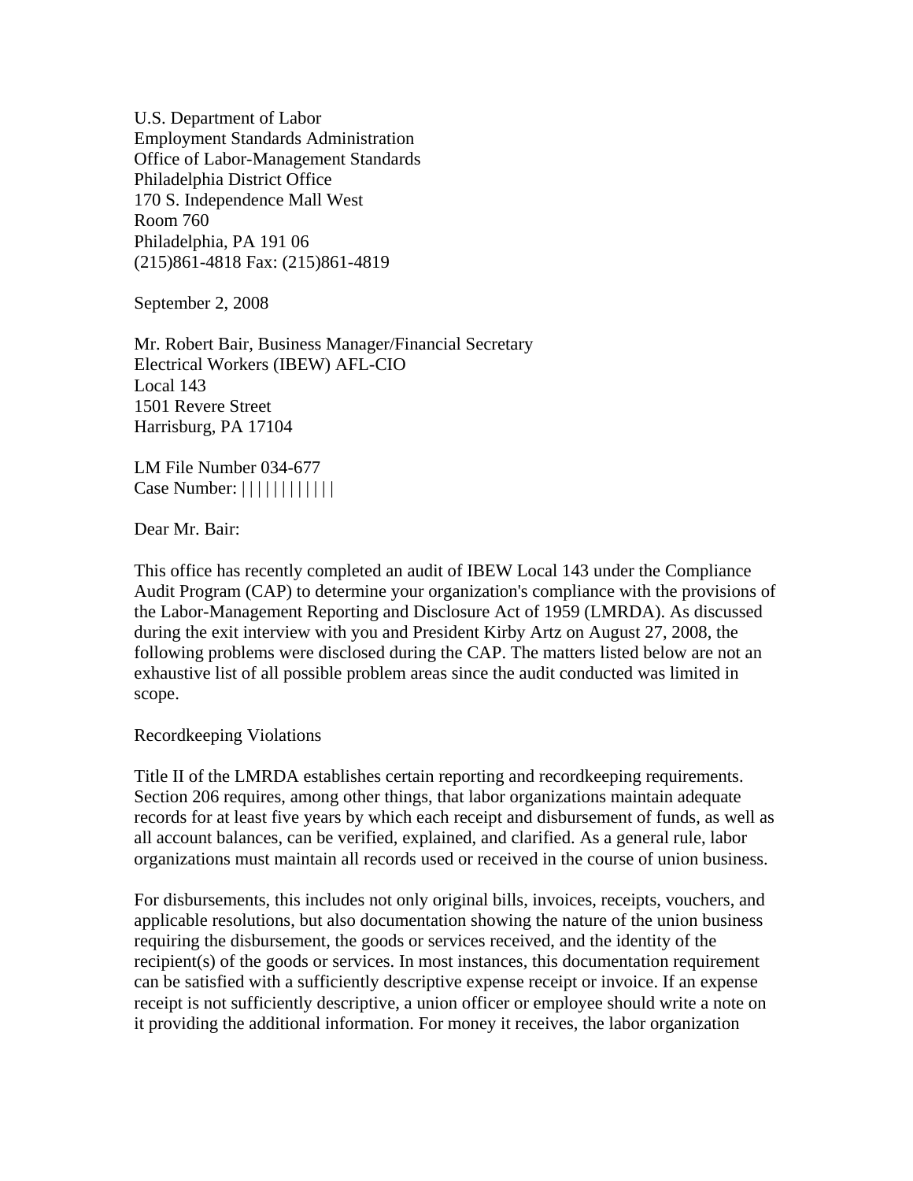U.S. Department of Labor
Employment Standards Administration
Office of Labor-Management Standards
Philadelphia District Office
170 S. Independence Mall West
Room 760
Philadelphia, PA 191 06
(215)861-4818 Fax: (215)861-4819

September 2, 2008

Mr. Robert Bair, Business Manager/Financial Secretary
Electrical Workers (IBEW) AFL-CIO
Local 143
1501 Revere Street
Harrisburg, PA 17104

LM File Number 034-677
Case Number: |||||||||||

Dear Mr. Bair:

This office has recently completed an audit of IBEW Local 143 under the Compliance Audit Program (CAP) to determine your organization's compliance with the provisions of the Labor-Management Reporting and Disclosure Act of 1959 (LMRDA). As discussed during the exit interview with you and President Kirby Artz on August 27, 2008, the following problems were disclosed during the CAP. The matters listed below are not an exhaustive list of all possible problem areas since the audit conducted was limited in scope.

## Recordkeeping Violations

Title II of the LMRDA establishes certain reporting and recordkeeping requirements. Section 206 requires, among other things, that labor organizations maintain adequate records for at least five years by which each receipt and disbursement of funds, as well as all account balances, can be verified, explained, and clarified. As a general rule, labor organizations must maintain all records used or received in the course of union business.

For disbursements, this includes not only original bills, invoices, receipts, vouchers, and applicable resolutions, but also documentation showing the nature of the union business requiring the disbursement, the goods or services received, and the identity of the recipient(s) of the goods or services. In most instances, this documentation requirement can be satisfied with a sufficiently descriptive expense receipt or invoice. If an expense receipt is not sufficiently descriptive, a union officer or employee should write a note on it providing the additional information. For money it receives, the labor organization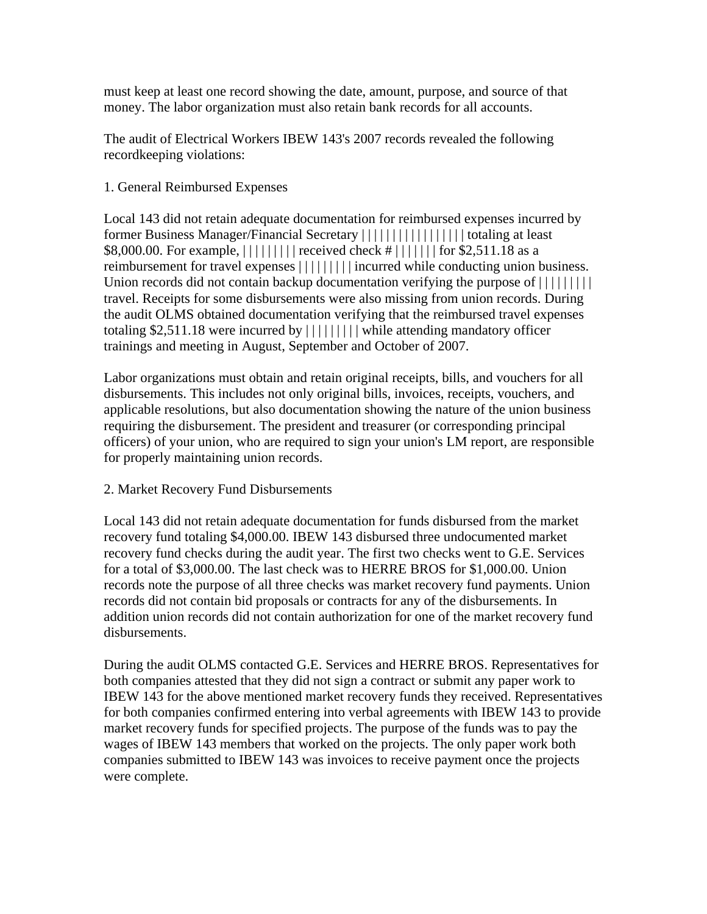must keep at least one record showing the date, amount, purpose, and source of that money. The labor organization must also retain bank records for all accounts.

The audit of Electrical Workers IBEW 143's 2007 records revealed the following recordkeeping violations:

1. General Reimbursed Expenses

Local 143 did not retain adequate documentation for reimbursed expenses incurred by former Business Manager/Financial Secretary | | | | | | | | | | | | | | | | | totaling at least $8,000.00. For example, | | | | | | | | | received check # | | | | | | | for $2,511.18 as a reimbursement for travel expenses | | | | | | | | | incurred while conducting union business. Union records did not contain backup documentation verifying the purpose of | | | | | | | | | travel. Receipts for some disbursements were also missing from union records. During the audit OLMS obtained documentation verifying that the reimbursed travel expenses totaling $2,511.18 were incurred by | | | | | | | | | while attending mandatory officer trainings and meeting in August, September and October of 2007.

Labor organizations must obtain and retain original receipts, bills, and vouchers for all disbursements. This includes not only original bills, invoices, receipts, vouchers, and applicable resolutions, but also documentation showing the nature of the union business requiring the disbursement. The president and treasurer (or corresponding principal officers) of your union, who are required to sign your union's LM report, are responsible for properly maintaining union records.

2. Market Recovery Fund Disbursements

Local 143 did not retain adequate documentation for funds disbursed from the market recovery fund totaling $4,000.00. IBEW 143 disbursed three undocumented market recovery fund checks during the audit year. The first two checks went to G.E. Services for a total of $3,000.00. The last check was to HERRE BROS for $1,000.00. Union records note the purpose of all three checks was market recovery fund payments. Union records did not contain bid proposals or contracts for any of the disbursements. In addition union records did not contain authorization for one of the market recovery fund disbursements.

During the audit OLMS contacted G.E. Services and HERRE BROS. Representatives for both companies attested that they did not sign a contract or submit any paper work to IBEW 143 for the above mentioned market recovery funds they received. Representatives for both companies confirmed entering into verbal agreements with IBEW 143 to provide market recovery funds for specified projects. The purpose of the funds was to pay the wages of IBEW 143 members that worked on the projects. The only paper work both companies submitted to IBEW 143 was invoices to receive payment once the projects were complete.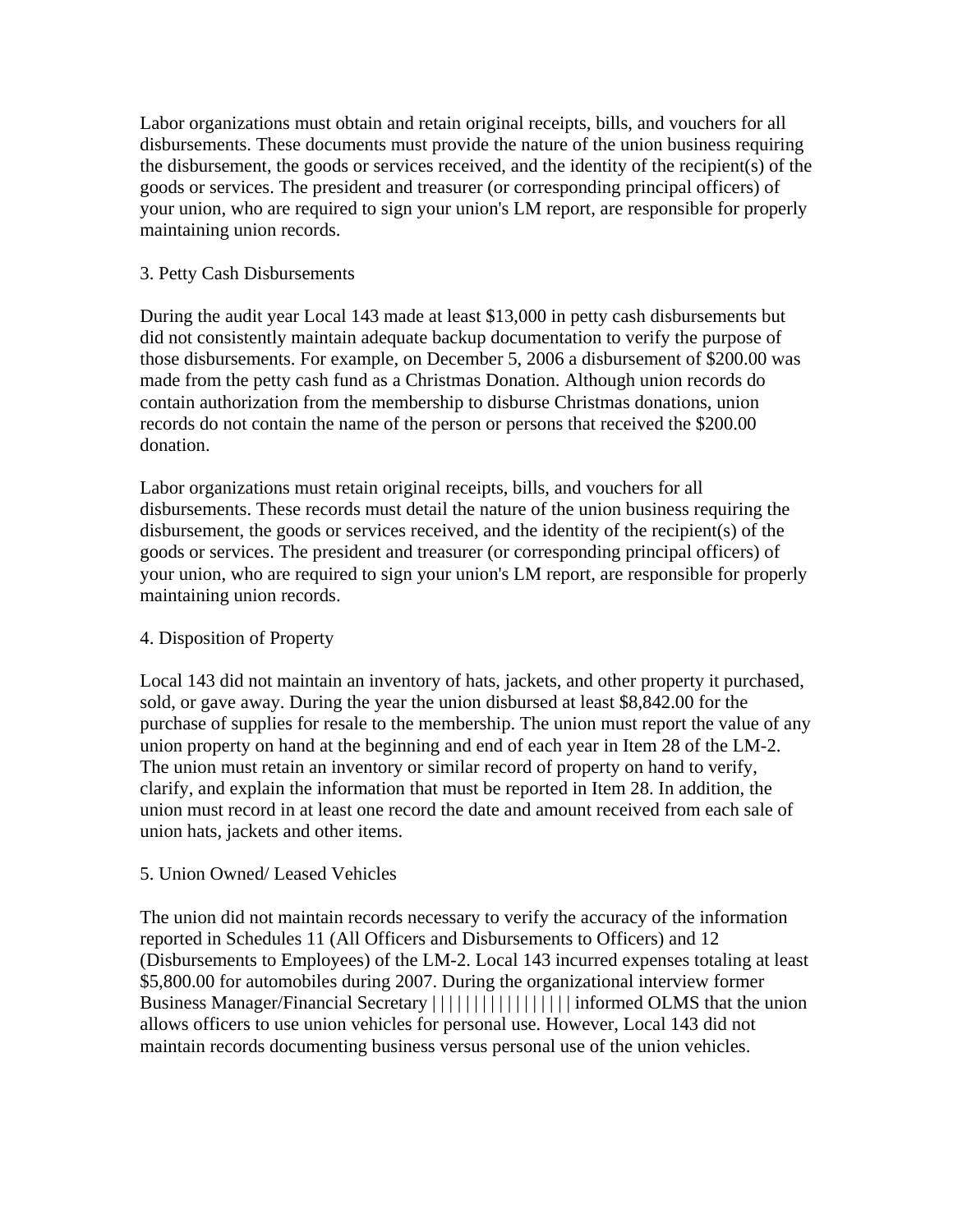Labor organizations must obtain and retain original receipts, bills, and vouchers for all disbursements. These documents must provide the nature of the union business requiring the disbursement, the goods or services received, and the identity of the recipient(s) of the goods or services. The president and treasurer (or corresponding principal officers) of your union, who are required to sign your union's LM report, are responsible for properly maintaining union records.

3. Petty Cash Disbursements

During the audit year Local 143 made at least $13,000 in petty cash disbursements but did not consistently maintain adequate backup documentation to verify the purpose of those disbursements. For example, on December 5, 2006 a disbursement of $200.00 was made from the petty cash fund as a Christmas Donation. Although union records do contain authorization from the membership to disburse Christmas donations, union records do not contain the name of the person or persons that received the $200.00 donation.

Labor organizations must retain original receipts, bills, and vouchers for all disbursements. These records must detail the nature of the union business requiring the disbursement, the goods or services received, and the identity of the recipient(s) of the goods or services. The president and treasurer (or corresponding principal officers) of your union, who are required to sign your union's LM report, are responsible for properly maintaining union records.

4. Disposition of Property

Local 143 did not maintain an inventory of hats, jackets, and other property it purchased, sold, or gave away. During the year the union disbursed at least $8,842.00 for the purchase of supplies for resale to the membership. The union must report the value of any union property on hand at the beginning and end of each year in Item 28 of the LM-2. The union must retain an inventory or similar record of property on hand to verify, clarify, and explain the information that must be reported in Item 28. In addition, the union must record in at least one record the date and amount received from each sale of union hats, jackets and other items.

5. Union Owned/ Leased Vehicles

The union did not maintain records necessary to verify the accuracy of the information reported in Schedules 11 (All Officers and Disbursements to Officers) and 12 (Disbursements to Employees) of the LM-2. Local 143 incurred expenses totaling at least $5,800.00 for automobiles during 2007. During the organizational interview former Business Manager/Financial Secretary | | | | | | | | | | | | | | | | informed OLMS that the union allows officers to use union vehicles for personal use. However, Local 143 did not maintain records documenting business versus personal use of the union vehicles.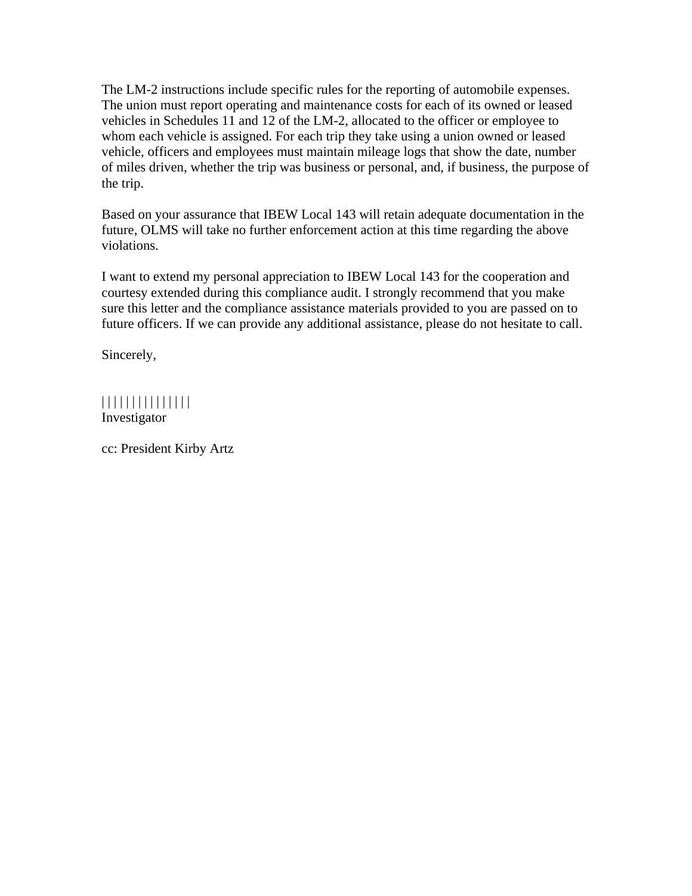The LM-2 instructions include specific rules for the reporting of automobile expenses. The union must report operating and maintenance costs for each of its owned or leased vehicles in Schedules 11 and 12 of the LM-2, allocated to the officer or employee to whom each vehicle is assigned. For each trip they take using a union owned or leased vehicle, officers and employees must maintain mileage logs that show the date, number of miles driven, whether the trip was business or personal, and, if business, the purpose of the trip.

Based on your assurance that IBEW Local 143 will retain adequate documentation in the future, OLMS will take no further enforcement action at this time regarding the above violations.

I want to extend my personal appreciation to IBEW Local 143 for the cooperation and courtesy extended during this compliance audit. I strongly recommend that you make sure this letter and the compliance assistance materials provided to you are passed on to future officers. If we can provide any additional assistance, please do not hesitate to call.

Sincerely,

| | | | | | | | | | | | | | |
Investigator

cc: President Kirby Artz